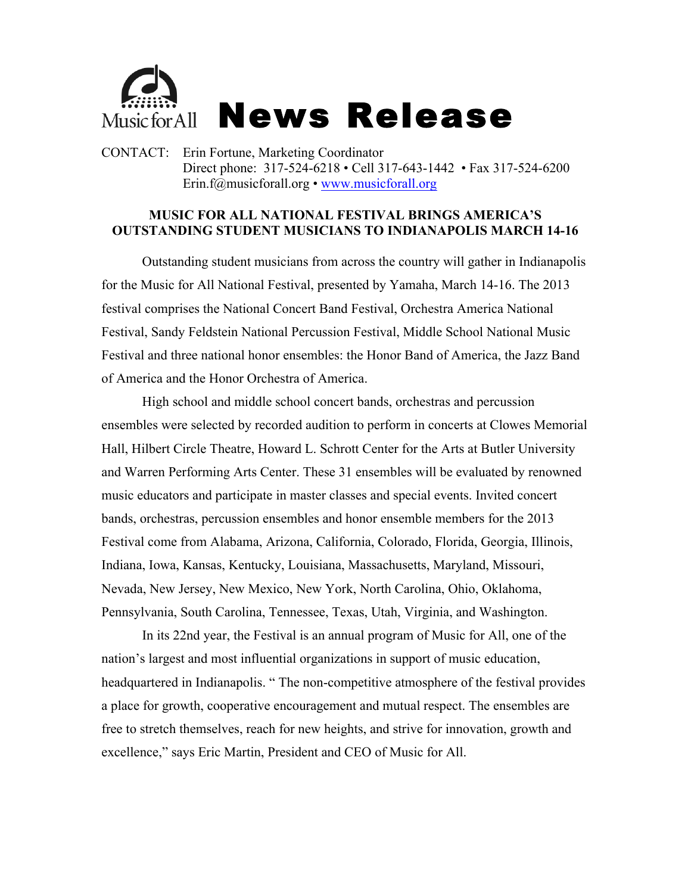Music for All **News Release**

CONTACT: Erin Fortune, Marketing Coordinator
Direct phone: 317-524-6218 • Cell 317-643-1442 • Fax 317-524-6200
Erin.f@musicforall.org • [www.musicforall.org](http://www.musicforall.org)

**MUSIC FOR ALL NATIONAL FESTIVAL BRINGS AMERICA'S OUTSTANDING STUDENT MUSICIANS TO INDIANAPOLIS MARCH 14-16**

Outstanding student musicians from across the country will gather in Indianapolis for the Music for All National Festival, presented by Yamaha, March 14-16. The 2013 festival comprises the National Concert Band Festival, Orchestra America National Festival, Sandy Feldstein National Percussion Festival, Middle School National Music Festival and three national honor ensembles: the Honor Band of America, the Jazz Band of America and the Honor Orchestra of America.

High school and middle school concert bands, orchestras and percussion ensembles were selected by recorded audition to perform in concerts at Clowes Memorial Hall, Hilbert Circle Theatre, Howard L. Schrott Center for the Arts at Butler University and Warren Performing Arts Center. These 31 ensembles will be evaluated by renowned music educators and participate in master classes and special events. Invited concert bands, orchestras, percussion ensembles and honor ensemble members for the 2013 Festival come from Alabama, Arizona, California, Colorado, Florida, Georgia, Illinois, Indiana, Iowa, Kansas, Kentucky, Louisiana, Massachusetts, Maryland, Missouri, Nevada, New Jersey, New Mexico, New York, North Carolina, Ohio, Oklahoma, Pennsylvania, South Carolina, Tennessee, Texas, Utah, Virginia, and Washington.

In its 22nd year, the Festival is an annual program of Music for All, one of the nation's largest and most influential organizations in support of music education, headquartered in Indianapolis. " The non-competitive atmosphere of the festival provides a place for growth, cooperative encouragement and mutual respect. The ensembles are free to stretch themselves, reach for new heights, and strive for innovation, growth and excellence," says Eric Martin, President and CEO of Music for All.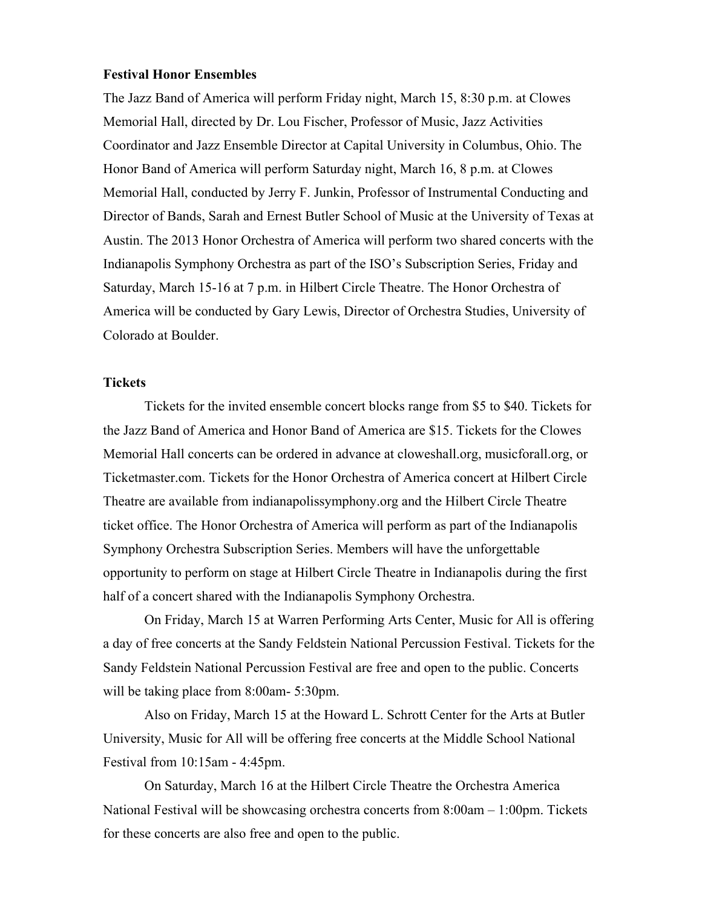**Festival Honor Ensembles**

The Jazz Band of America will perform Friday night, March 15, 8:30 p.m. at Clowes Memorial Hall, directed by Dr. Lou Fischer, Professor of Music, Jazz Activities Coordinator and Jazz Ensemble Director at Capital University in Columbus, Ohio. The Honor Band of America will perform Saturday night, March 16, 8 p.m. at Clowes Memorial Hall, conducted by Jerry F. Junkin, Professor of Instrumental Conducting and Director of Bands, Sarah and Ernest Butler School of Music at the University of Texas at Austin. The 2013 Honor Orchestra of America will perform two shared concerts with the Indianapolis Symphony Orchestra as part of the ISO's Subscription Series, Friday and Saturday, March 15-16 at 7 p.m. in Hilbert Circle Theatre. The Honor Orchestra of America will be conducted by Gary Lewis, Director of Orchestra Studies, University of Colorado at Boulder.

**Tickets**

Tickets for the invited ensemble concert blocks range from $5 to $40. Tickets for the Jazz Band of America and Honor Band of America are $15. Tickets for the Clowes Memorial Hall concerts can be ordered in advance at cloweshall.org, musicforall.org, or Ticketmaster.com. Tickets for the Honor Orchestra of America concert at Hilbert Circle Theatre are available from indianapolissymphony.org and the Hilbert Circle Theatre ticket office. The Honor Orchestra of America will perform as part of the Indianapolis Symphony Orchestra Subscription Series. Members will have the unforgettable opportunity to perform on stage at Hilbert Circle Theatre in Indianapolis during the first half of a concert shared with the Indianapolis Symphony Orchestra.

On Friday, March 15 at Warren Performing Arts Center, Music for All is offering a day of free concerts at the Sandy Feldstein National Percussion Festival. Tickets for the Sandy Feldstein National Percussion Festival are free and open to the public. Concerts will be taking place from 8:00am- 5:30pm.

Also on Friday, March 15 at the Howard L. Schrott Center for the Arts at Butler University, Music for All will be offering free concerts at the Middle School National Festival from 10:15am - 4:45pm.

On Saturday, March 16 at the Hilbert Circle Theatre the Orchestra America National Festival will be showcasing orchestra concerts from 8:00am – 1:00pm. Tickets for these concerts are also free and open to the public.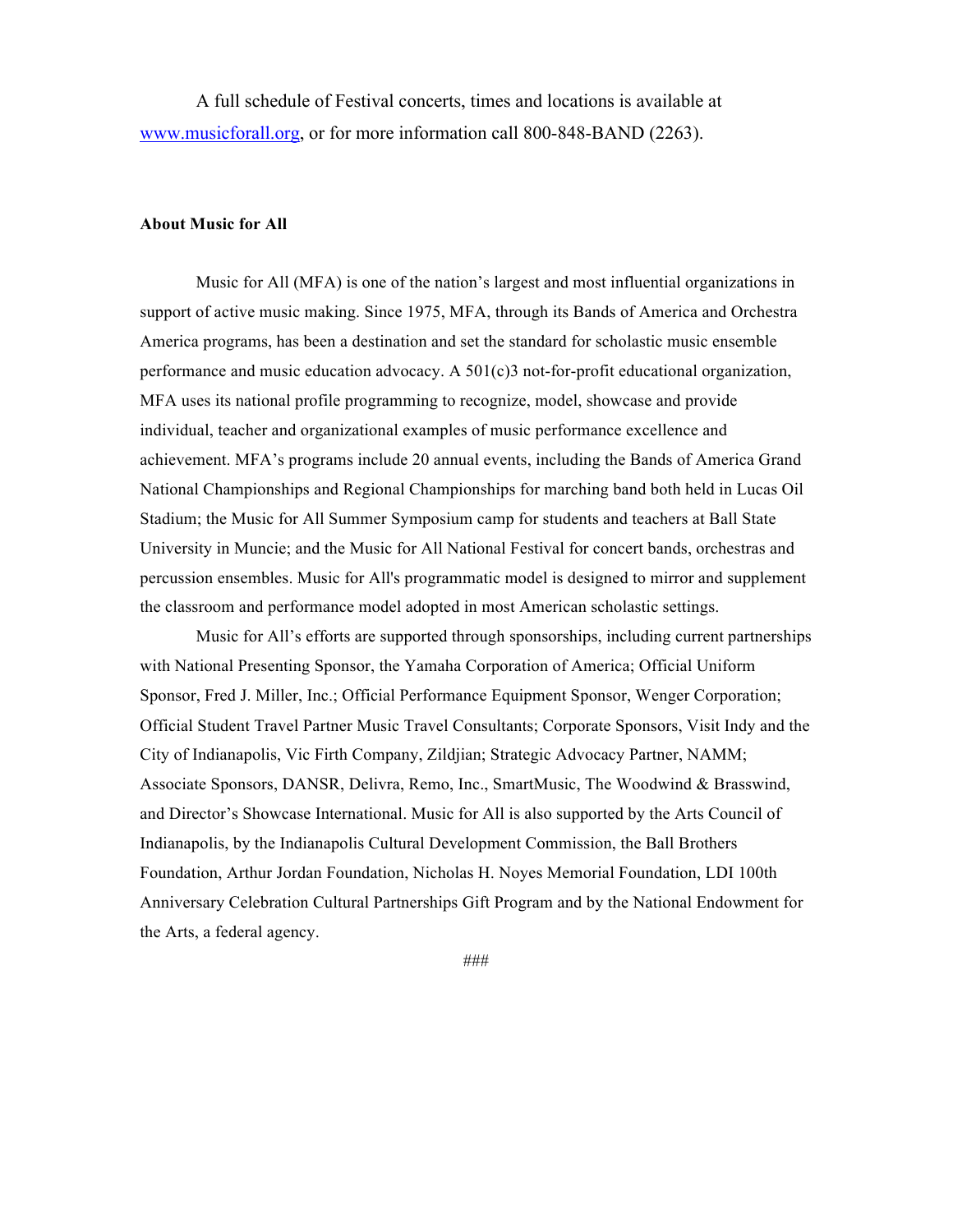A full schedule of Festival concerts, times and locations is available at [www.musicforall.org](http://www.musicforall.org), or for more information call 800-848-BAND (2263).

**About Music for All**

Music for All (MFA) is one of the nation's largest and most influential organizations in support of active music making. Since 1975, MFA, through its Bands of America and Orchestra America programs, has been a destination and set the standard for scholastic music ensemble performance and music education advocacy. A 501(c)3 not-for-profit educational organization, MFA uses its national profile programming to recognize, model, showcase and provide individual, teacher and organizational examples of music performance excellence and achievement. MFA's programs include 20 annual events, including the Bands of America Grand National Championships and Regional Championships for marching band both held in Lucas Oil Stadium; the Music for All Summer Symposium camp for students and teachers at Ball State University in Muncie; and the Music for All National Festival for concert bands, orchestras and percussion ensembles. Music for All's programmatic model is designed to mirror and supplement the classroom and performance model adopted in most American scholastic settings.

Music for All's efforts are supported through sponsorships, including current partnerships with National Presenting Sponsor, the Yamaha Corporation of America; Official Uniform Sponsor, Fred J. Miller, Inc.; Official Performance Equipment Sponsor, Wenger Corporation; Official Student Travel Partner Music Travel Consultants; Corporate Sponsors, Visit Indy and the City of Indianapolis, Vic Firth Company, Zildjian; Strategic Advocacy Partner, NAMM; Associate Sponsors, DANSR, Delivra, Remo, Inc., SmartMusic, The Woodwind & Brasswind, and Director's Showcase International. Music for All is also supported by the Arts Council of Indianapolis, by the Indianapolis Cultural Development Commission, the Ball Brothers Foundation, Arthur Jordan Foundation, Nicholas H. Noyes Memorial Foundation, LDI 100th Anniversary Celebration Cultural Partnerships Gift Program and by the National Endowment for the Arts, a federal agency.

###